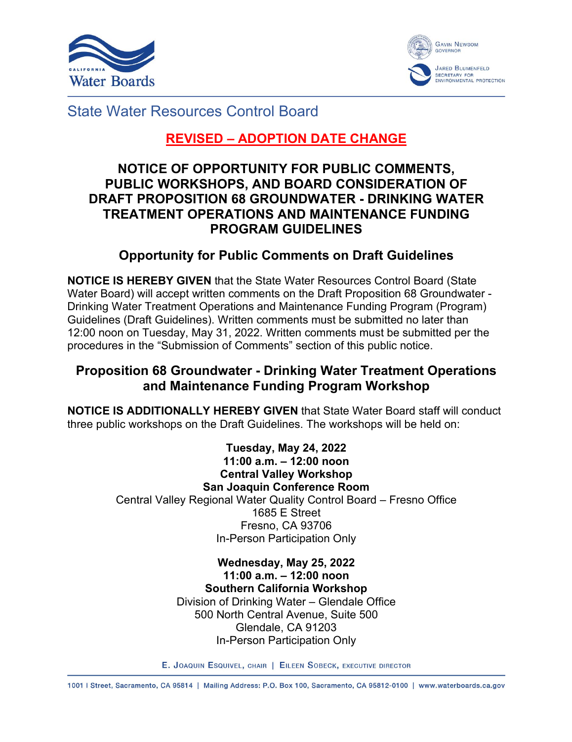State Water Resources Control Board

**REVISED – ADOPTION DATE CHANGE**

# NOTICE OF OPPORTUNITY FOR PUBLIC COMMENTS, PUBLIC WORKSHOPS, AND BOARD CONSIDERATION OF DRAFT PROPOSITION 68 GROUNDWATER - DRINKING WATER TREATMENT OPERATIONS AND MAINTENANCE FUNDING PROGRAM GUIDELINES

## Opportunity for Public Comments on Draft Guidelines

**NOTICE IS HEREBY GIVEN** that the State Water Resources Control Board (State Water Board) will accept written comments on the Draft Proposition 68 Groundwater - Drinking Water Treatment Operations and Maintenance Funding Program (Program) Guidelines (Draft Guidelines). Written comments must be submitted no later than 12:00 noon on Tuesday, May 31, 2022. Written comments must be submitted per the procedures in the "Submission of Comments" section of this public notice.

## Proposition 68 Groundwater - Drinking Water Treatment Operations and Maintenance Funding Program Workshop

**NOTICE IS ADDITIONALLY HEREBY GIVEN** that State Water Board staff will conduct three public workshops on the Draft Guidelines. The workshops will be held on:

**Tuesday, May 24, 2022**
**11:00 a.m. – 12:00 noon**
**Central Valley Workshop**
**San Joaquin Conference Room**
Central Valley Regional Water Quality Control Board – Fresno Office
1685 E Street
Fresno, CA 93706
In-Person Participation Only

**Wednesday, May 25, 2022**
**11:00 a.m. – 12:00 noon**
**Southern California Workshop**
Division of Drinking Water – Glendale Office
500 North Central Avenue, Suite 500
Glendale, CA 91203
In-Person Participation Only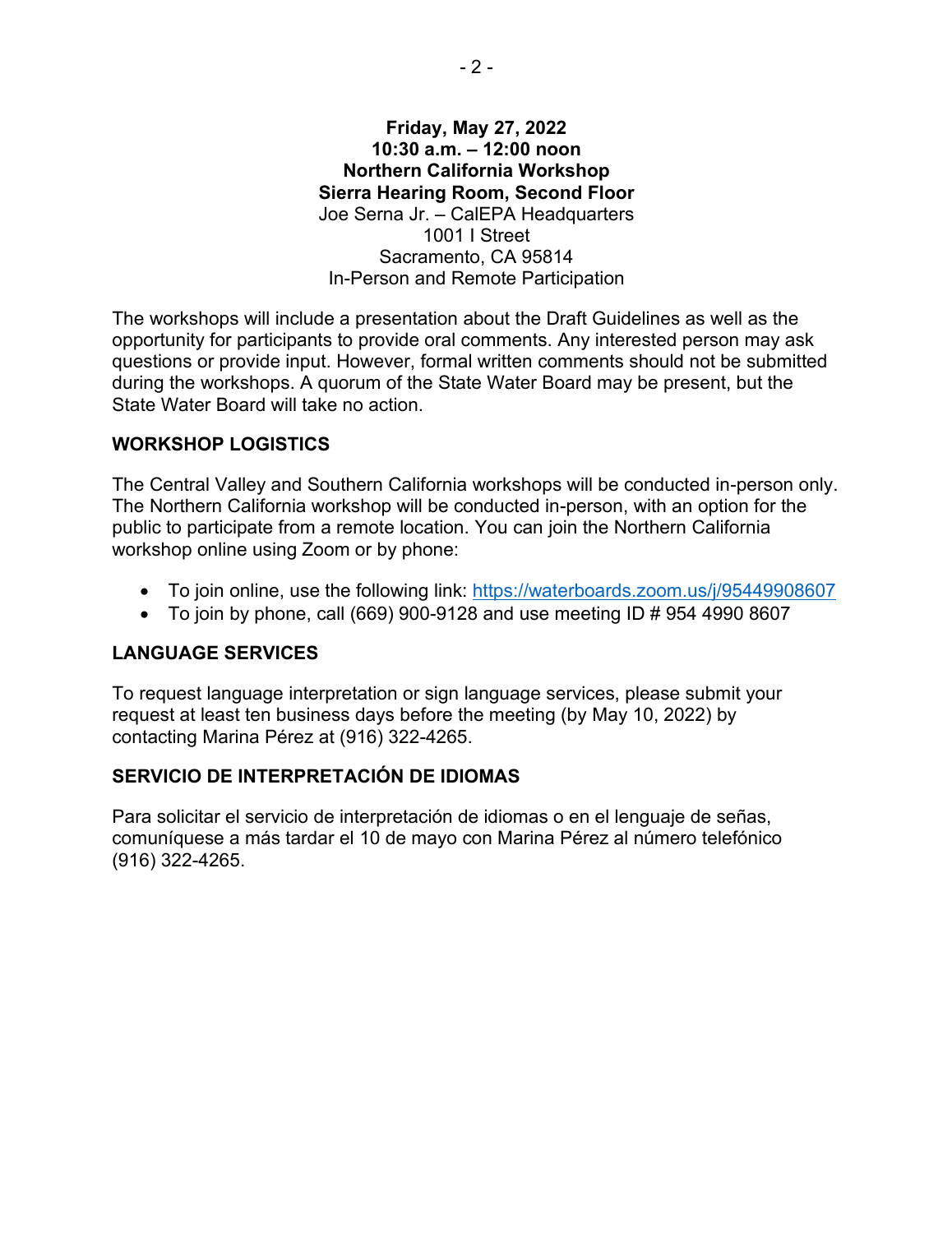**Friday, May 27, 2022**
**10:30 a.m. – 12:00 noon**
**Northern California Workshop**
**Sierra Hearing Room, Second Floor**
Joe Serna Jr. – CalEPA Headquarters
1001 I Street
Sacramento, CA 95814
In-Person and Remote Participation

The workshops will include a presentation about the Draft Guidelines as well as the opportunity for participants to provide oral comments. Any interested person may ask questions or provide input. However, formal written comments should not be submitted during the workshops. A quorum of the State Water Board may be present, but the State Water Board will take no action.

## WORKSHOP LOGISTICS

The Central Valley and Southern California workshops will be conducted in-person only. The Northern California workshop will be conducted in-person, with an option for the public to participate from a remote location. You can join the Northern California workshop online using Zoom or by phone:

- To join online, use the following link: https://waterboards.zoom.us/j/95449908607
- To join by phone, call (669) 900-9128 and use meeting ID # 954 4990 8607

## LANGUAGE SERVICES

To request language interpretation or sign language services, please submit your request at least ten business days before the meeting (by May 10, 2022) by contacting Marina Pérez at (916) 322-4265.

## SERVICIO DE INTERPRETACIÓN DE IDIOMAS

Para solicitar el servicio de interpretación de idiomas o en el lenguaje de señas, comuníquese a más tardar el 10 de mayo con Marina Pérez al número telefónico (916) 322-4265.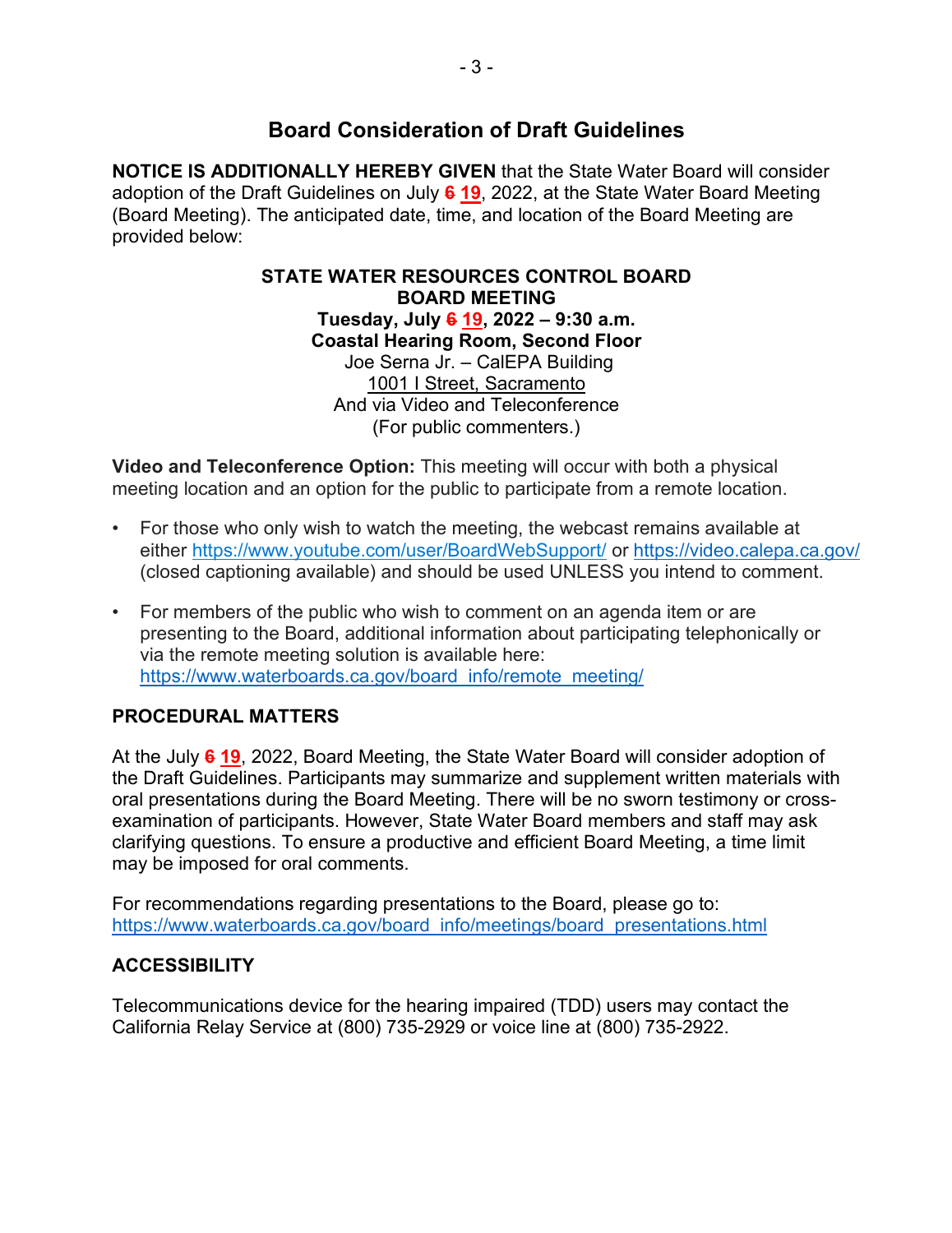## Board Consideration of Draft Guidelines

**NOTICE IS ADDITIONALLY HEREBY GIVEN** that the State Water Board will consider adoption of the Draft Guidelines on July ~~6~~ <u>19</u>, 2022, at the State Water Board Meeting (Board Meeting). The anticipated date, time, and location of the Board Meeting are provided below:

**STATE WATER RESOURCES CONTROL BOARD**
**BOARD MEETING**
**Tuesday, July ~~6~~ <u>19</u>, 2022 – 9:30 a.m.**
**Coastal Hearing Room, Second Floor**
Joe Serna Jr. – CalEPA Building
<u>1001 I Street, Sacramento</u>
And via Video and Teleconference
(For public commenters.)

**Video and Teleconference Option:** This meeting will occur with both a physical meeting location and an option for the public to participate from a remote location.

- For those who only wish to watch the meeting, the webcast remains available at either https://www.youtube.com/user/BoardWebSupport/ or https://video.calepa.ca.gov/ (closed captioning available) and should be used UNLESS you intend to comment.
- For members of the public who wish to comment on an agenda item or are presenting to the Board, additional information about participating telephonically or via the remote meeting solution is available here: https://www.waterboards.ca.gov/board_info/remote_meeting/

### PROCEDURAL MATTERS

At the July ~~6~~ <u>19</u>, 2022, Board Meeting, the State Water Board will consider adoption of the Draft Guidelines. Participants may summarize and supplement written materials with oral presentations during the Board Meeting. There will be no sworn testimony or cross-examination of participants. However, State Water Board members and staff may ask clarifying questions. To ensure a productive and efficient Board Meeting, a time limit may be imposed for oral comments.

For recommendations regarding presentations to the Board, please go to: https://www.waterboards.ca.gov/board_info/meetings/board_presentations.html

### ACCESSIBILITY

Telecommunications device for the hearing impaired (TDD) users may contact the California Relay Service at (800) 735-2929 or voice line at (800) 735-2922.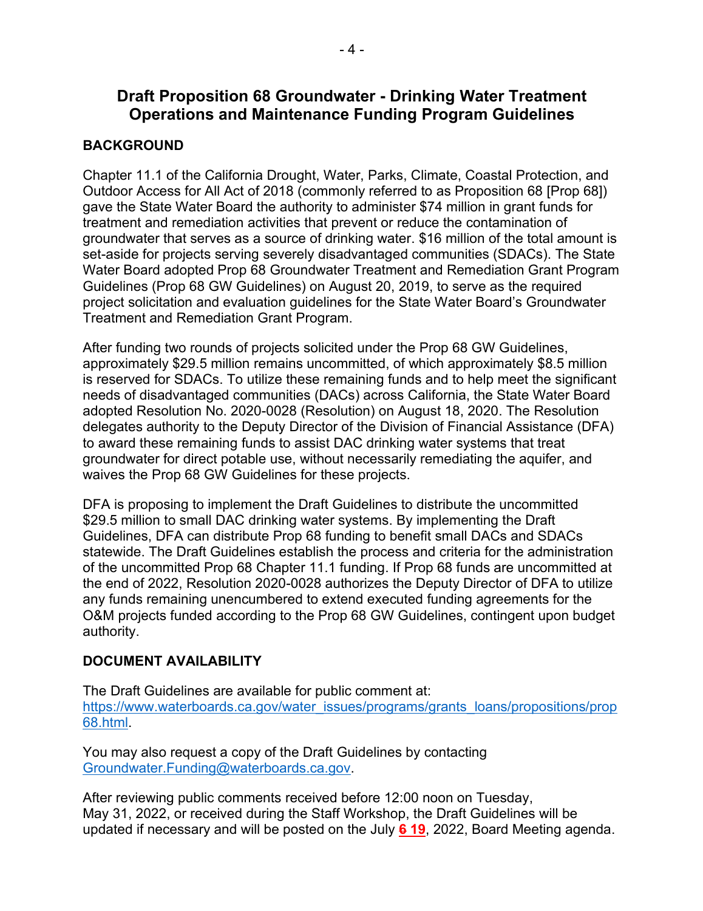## Draft Proposition 68 Groundwater - Drinking Water Treatment Operations and Maintenance Funding Program Guidelines

### BACKGROUND

Chapter 11.1 of the California Drought, Water, Parks, Climate, Coastal Protection, and Outdoor Access for All Act of 2018 (commonly referred to as Proposition 68 [Prop 68]) gave the State Water Board the authority to administer $74 million in grant funds for treatment and remediation activities that prevent or reduce the contamination of groundwater that serves as a source of drinking water. $16 million of the total amount is set-aside for projects serving severely disadvantaged communities (SDACs). The State Water Board adopted Prop 68 Groundwater Treatment and Remediation Grant Program Guidelines (Prop 68 GW Guidelines) on August 20, 2019, to serve as the required project solicitation and evaluation guidelines for the State Water Board's Groundwater Treatment and Remediation Grant Program.

After funding two rounds of projects solicited under the Prop 68 GW Guidelines, approximately $29.5 million remains uncommitted, of which approximately $8.5 million is reserved for SDACs. To utilize these remaining funds and to help meet the significant needs of disadvantaged communities (DACs) across California, the State Water Board adopted Resolution No. 2020-0028 (Resolution) on August 18, 2020. The Resolution delegates authority to the Deputy Director of the Division of Financial Assistance (DFA) to award these remaining funds to assist DAC drinking water systems that treat groundwater for direct potable use, without necessarily remediating the aquifer, and waives the Prop 68 GW Guidelines for these projects.

DFA is proposing to implement the Draft Guidelines to distribute the uncommitted $29.5 million to small DAC drinking water systems. By implementing the Draft Guidelines, DFA can distribute Prop 68 funding to benefit small DACs and SDACs statewide. The Draft Guidelines establish the process and criteria for the administration of the uncommitted Prop 68 Chapter 11.1 funding. If Prop 68 funds are uncommitted at the end of 2022, Resolution 2020-0028 authorizes the Deputy Director of DFA to utilize any funds remaining unencumbered to extend executed funding agreements for the O&M projects funded according to the Prop 68 GW Guidelines, contingent upon budget authority.

### DOCUMENT AVAILABILITY

The Draft Guidelines are available for public comment at: https://www.waterboards.ca.gov/water_issues/programs/grants_loans/propositions/prop68.html.

You may also request a copy of the Draft Guidelines by contacting Groundwater.Funding@waterboards.ca.gov.

After reviewing public comments received before 12:00 noon on Tuesday, May 31, 2022, or received during the Staff Workshop, the Draft Guidelines will be updated if necessary and will be posted on the July ~~6~~ **19**, 2022, Board Meeting agenda.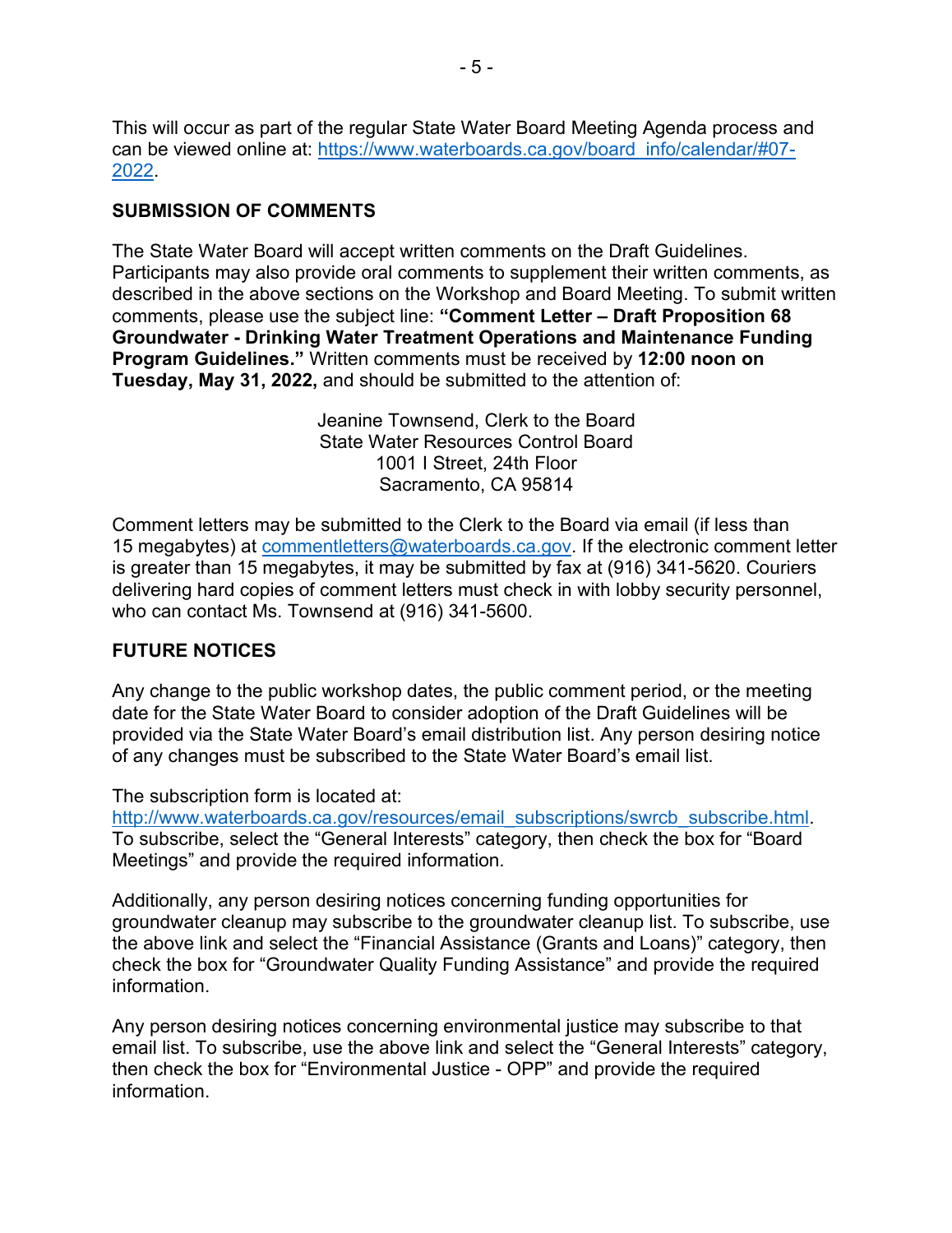This will occur as part of the regular State Water Board Meeting Agenda process and can be viewed online at: [https://www.waterboards.ca.gov/board_info/calendar/#07-2022](https://www.waterboards.ca.gov/board_info/calendar/#07-2022).

## SUBMISSION OF COMMENTS

The State Water Board will accept written comments on the Draft Guidelines. Participants may also provide oral comments to supplement their written comments, as described in the above sections on the Workshop and Board Meeting. To submit written comments, please use the subject line: **"Comment Letter – Draft Proposition 68 Groundwater - Drinking Water Treatment Operations and Maintenance Funding Program Guidelines."** Written comments must be received by **12:00 noon on Tuesday, May 31, 2022,** and should be submitted to the attention of:

Jeanine Townsend, Clerk to the Board
State Water Resources Control Board
1001 I Street, 24th Floor
Sacramento, CA 95814

Comment letters may be submitted to the Clerk to the Board via email (if less than 15 megabytes) at [commentletters@waterboards.ca.gov](mailto:commentletters@waterboards.ca.gov). If the electronic comment letter is greater than 15 megabytes, it may be submitted by fax at (916) 341-5620. Couriers delivering hard copies of comment letters must check in with lobby security personnel, who can contact Ms. Townsend at (916) 341-5600.

## FUTURE NOTICES

Any change to the public workshop dates, the public comment period, or the meeting date for the State Water Board to consider adoption of the Draft Guidelines will be provided via the State Water Board's email distribution list. Any person desiring notice of any changes must be subscribed to the State Water Board's email list.

The subscription form is located at:
[http://www.waterboards.ca.gov/resources/email_subscriptions/swrcb_subscribe.html](http://www.waterboards.ca.gov/resources/email_subscriptions/swrcb_subscribe.html). To subscribe, select the "General Interests" category, then check the box for "Board Meetings" and provide the required information.

Additionally, any person desiring notices concerning funding opportunities for groundwater cleanup may subscribe to the groundwater cleanup list. To subscribe, use the above link and select the "Financial Assistance (Grants and Loans)" category, then check the box for "Groundwater Quality Funding Assistance" and provide the required information.

Any person desiring notices concerning environmental justice may subscribe to that email list. To subscribe, use the above link and select the "General Interests" category, then check the box for "Environmental Justice - OPP" and provide the required information.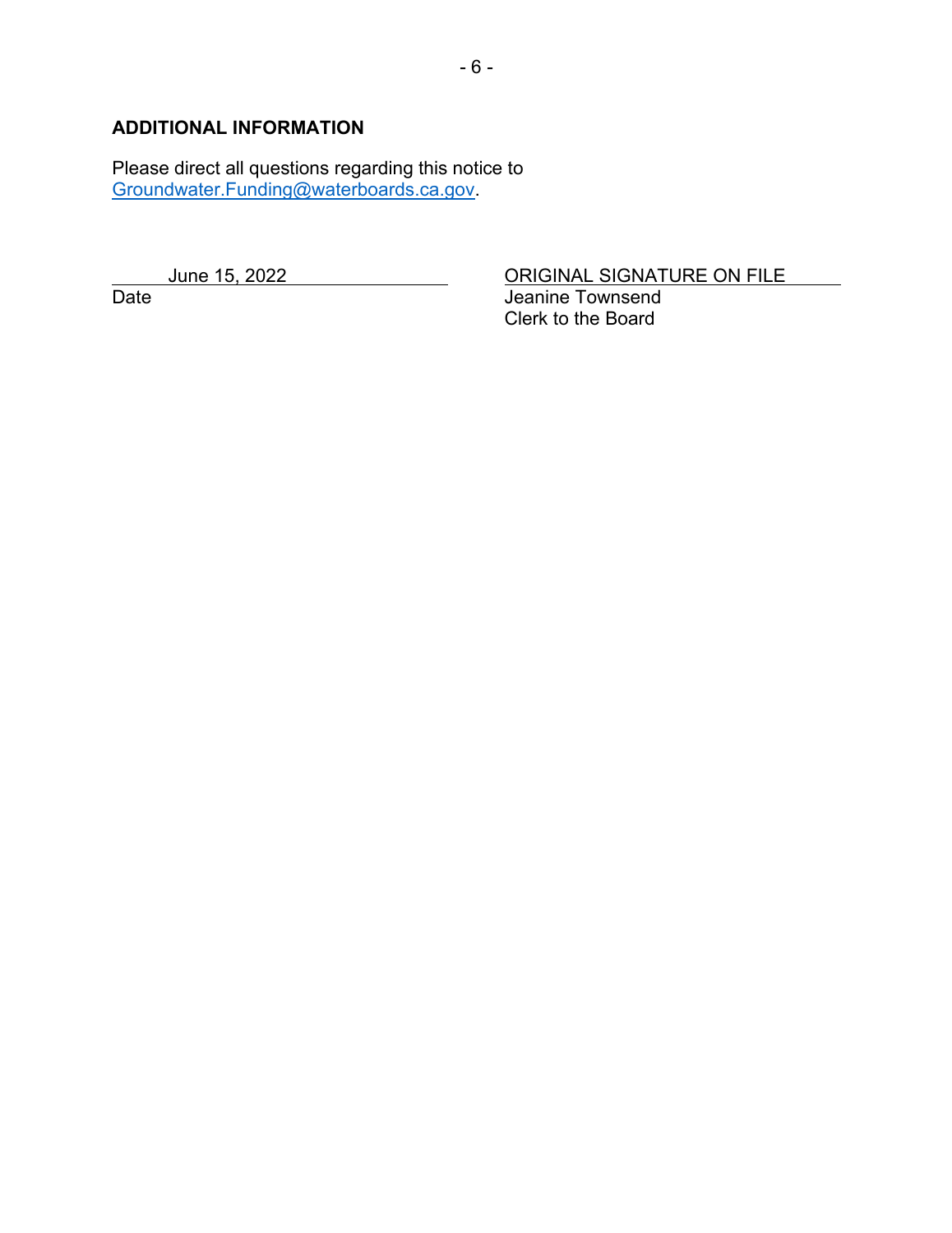## ADDITIONAL INFORMATION

Please direct all questions regarding this notice to Groundwater.Funding@waterboards.ca.gov.

June 15, 2022
Date

ORIGINAL SIGNATURE ON FILE
Jeanine Townsend
Clerk to the Board